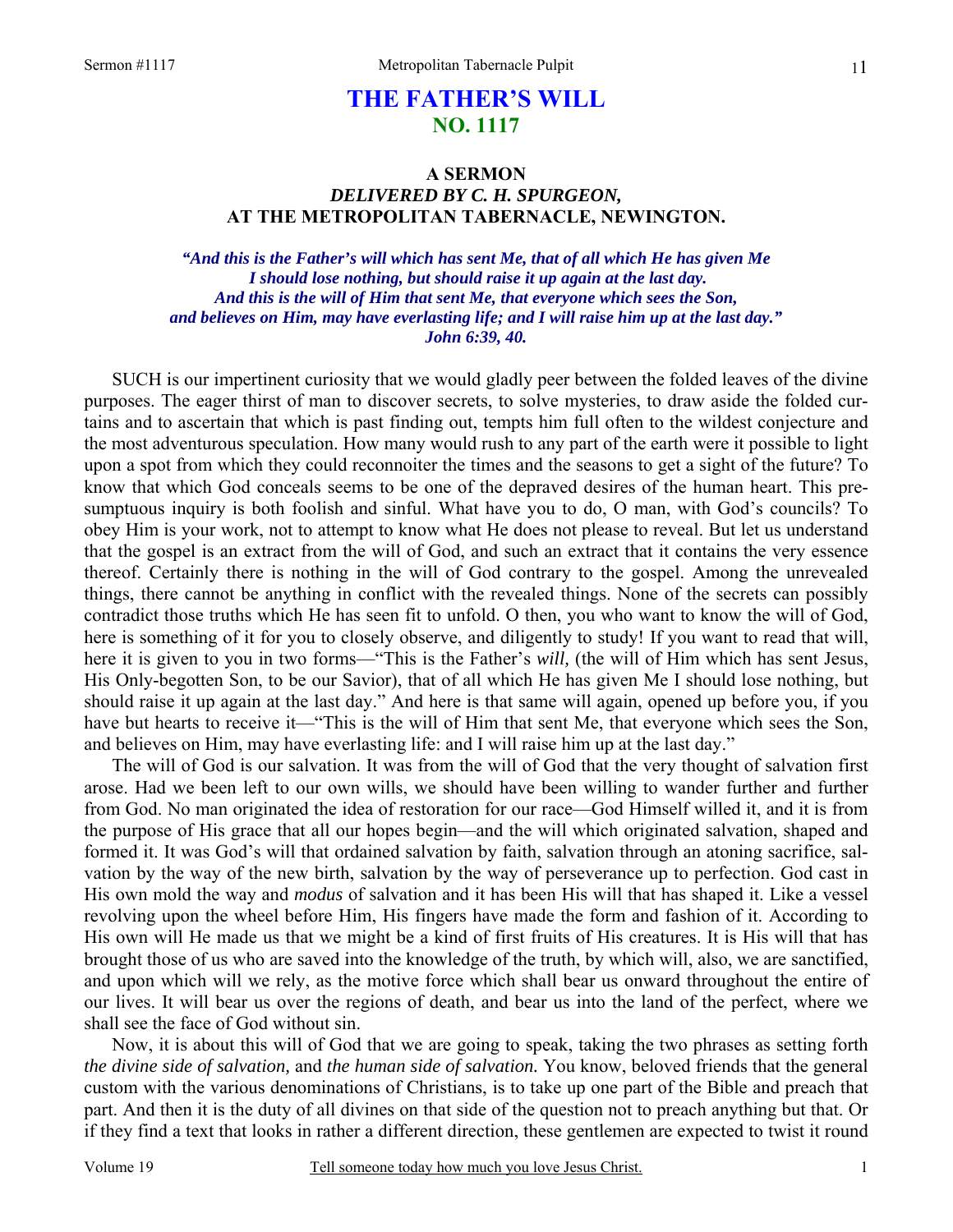# THE FATHER'S WILL
## NO. 1117

### A SERMON
### *DELIVERED BY C. H. SPURGEON,*
### AT THE METROPOLITAN TABERNACLE, NEWINGTON.

***"And this is the Father's will which has sent Me, that of all which He has given Me I should lose nothing, but should raise it up again at the last day. And this is the will of Him that sent Me, that everyone which sees the Son, and believes on Him, may have everlasting life; and I will raise him up at the last day." John 6:39, 40.***

SUCH is our impertinent curiosity that we would gladly peer between the folded leaves of the divine purposes. The eager thirst of man to discover secrets, to solve mysteries, to draw aside the folded curtains and to ascertain that which is past finding out, tempts him full often to the wildest conjecture and the most adventurous speculation. How many would rush to any part of the earth were it possible to light upon a spot from which they could reconnoiter the times and the seasons to get a sight of the future? To know that which God conceals seems to be one of the depraved desires of the human heart. This presumptuous inquiry is both foolish and sinful. What have you to do, O man, with God's councils? To obey Him is your work, not to attempt to know what He does not please to reveal. But let us understand that the gospel is an extract from the will of God, and such an extract that it contains the very essence thereof. Certainly there is nothing in the will of God contrary to the gospel. Among the unrevealed things, there cannot be anything in conflict with the revealed things. None of the secrets can possibly contradict those truths which He has seen fit to unfold. O then, you who want to know the will of God, here is something of it for you to closely observe, and diligently to study! If you want to read that will, here it is given to you in two forms—"This is the Father's *will,* (the will of Him which has sent Jesus, His Only-begotten Son, to be our Savior), that of all which He has given Me I should lose nothing, but should raise it up again at the last day." And here is that same will again, opened up before you, if you have but hearts to receive it—"This is the will of Him that sent Me, that everyone which sees the Son, and believes on Him, may have everlasting life: and I will raise him up at the last day."

The will of God is our salvation. It was from the will of God that the very thought of salvation first arose. Had we been left to our own wills, we should have been willing to wander further and further from God. No man originated the idea of restoration for our race—God Himself willed it, and it is from the purpose of His grace that all our hopes begin—and the will which originated salvation, shaped and formed it. It was God's will that ordained salvation by faith, salvation through an atoning sacrifice, salvation by the way of the new birth, salvation by the way of perseverance up to perfection. God cast in His own mold the way and *modus* of salvation and it has been His will that has shaped it. Like a vessel revolving upon the wheel before Him, His fingers have made the form and fashion of it. According to His own will He made us that we might be a kind of first fruits of His creatures. It is His will that has brought those of us who are saved into the knowledge of the truth, by which will, also, we are sanctified, and upon which will we rely, as the motive force which shall bear us onward throughout the entire of our lives. It will bear us over the regions of death, and bear us into the land of the perfect, where we shall see the face of God without sin.

Now, it is about this will of God that we are going to speak, taking the two phrases as setting forth *the divine side of salvation,* and *the human side of salvation.* You know, beloved friends that the general custom with the various denominations of Christians, is to take up one part of the Bible and preach that part. And then it is the duty of all divines on that side of the question not to preach anything but that. Or if they find a text that looks in rather a different direction, these gentlemen are expected to twist it round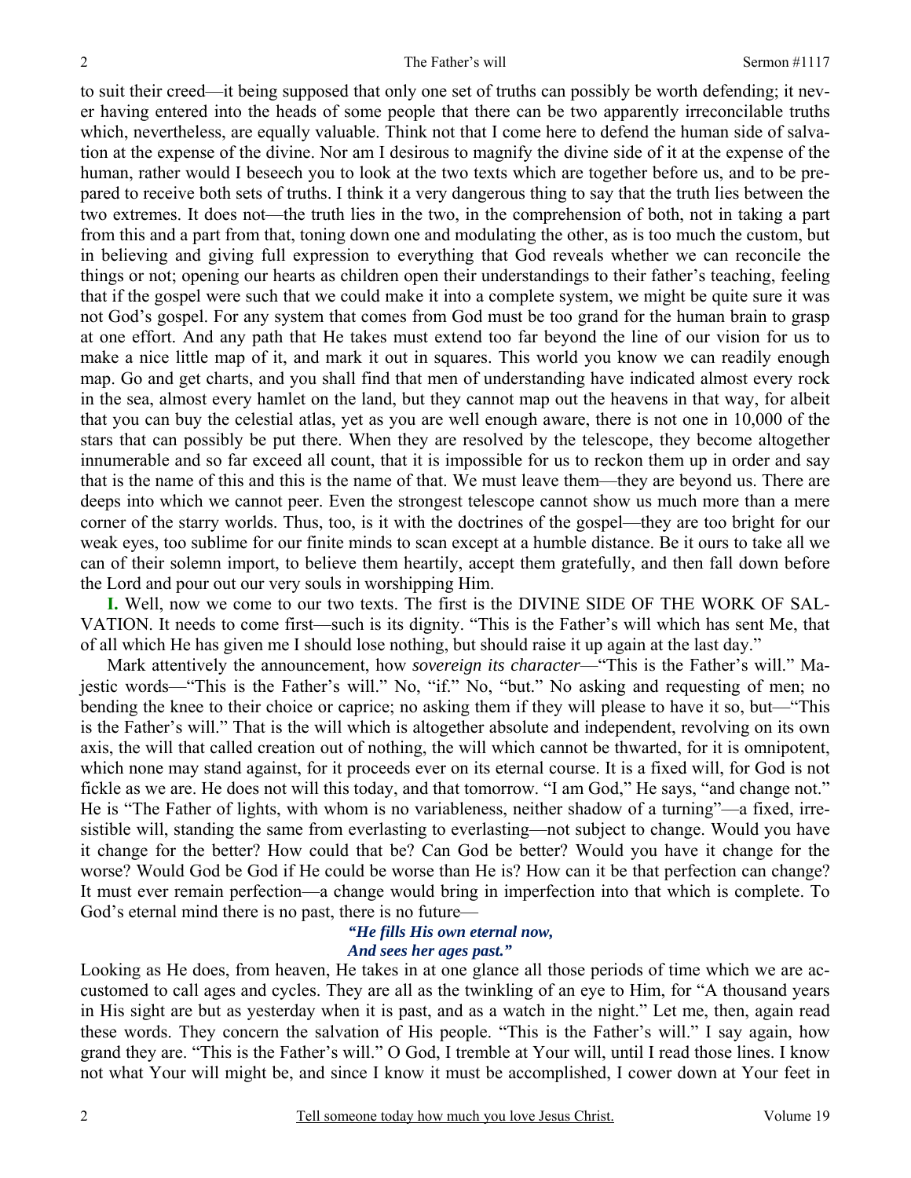to suit their creed—it being supposed that only one set of truths can possibly be worth defending; it never having entered into the heads of some people that there can be two apparently irreconcilable truths which, nevertheless, are equally valuable. Think not that I come here to defend the human side of salvation at the expense of the divine. Nor am I desirous to magnify the divine side of it at the expense of the human, rather would I beseech you to look at the two texts which are together before us, and to be prepared to receive both sets of truths. I think it a very dangerous thing to say that the truth lies between the two extremes. It does not—the truth lies in the two, in the comprehension of both, not in taking a part from this and a part from that, toning down one and modulating the other, as is too much the custom, but in believing and giving full expression to everything that God reveals whether we can reconcile the things or not; opening our hearts as children open their understandings to their father's teaching, feeling that if the gospel were such that we could make it into a complete system, we might be quite sure it was not God's gospel. For any system that comes from God must be too grand for the human brain to grasp at one effort. And any path that He takes must extend too far beyond the line of our vision for us to make a nice little map of it, and mark it out in squares. This world you know we can readily enough map. Go and get charts, and you shall find that men of understanding have indicated almost every rock in the sea, almost every hamlet on the land, but they cannot map out the heavens in that way, for albeit that you can buy the celestial atlas, yet as you are well enough aware, there is not one in 10,000 of the stars that can possibly be put there. When they are resolved by the telescope, they become altogether innumerable and so far exceed all count, that it is impossible for us to reckon them up in order and say that is the name of this and this is the name of that. We must leave them—they are beyond us. There are deeps into which we cannot peer. Even the strongest telescope cannot show us much more than a mere corner of the starry worlds. Thus, too, is it with the doctrines of the gospel—they are too bright for our weak eyes, too sublime for our finite minds to scan except at a humble distance. Be it ours to take all we can of their solemn import, to believe them heartily, accept them gratefully, and then fall down before the Lord and pour out our very souls in worshipping Him.

**I.** Well, now we come to our two texts. The first is the DIVINE SIDE OF THE WORK OF SALVATION. It needs to come first—such is its dignity. "This is the Father's will which has sent Me, that of all which He has given me I should lose nothing, but should raise it up again at the last day."

Mark attentively the announcement, how *sovereign its character*—"This is the Father's will." Majestic words—"This is the Father's will." No, "if." No, "but." No asking and requesting of men; no bending the knee to their choice or caprice; no asking them if they will please to have it so, but—"This is the Father's will." That is the will which is altogether absolute and independent, revolving on its own axis, the will that called creation out of nothing, the will which cannot be thwarted, for it is omnipotent, which none may stand against, for it proceeds ever on its eternal course. It is a fixed will, for God is not fickle as we are. He does not will this today, and that tomorrow. "I am God," He says, "and change not." He is "The Father of lights, with whom is no variableness, neither shadow of a turning"—a fixed, irresistible will, standing the same from everlasting to everlasting—not subject to change. Would you have it change for the better? How could that be? Can God be better? Would you have it change for the worse? Would God be God if He could be worse than He is? How can it be that perfection can change? It must ever remain perfection—a change would bring in imperfection into that which is complete. To God's eternal mind there is no past, there is no future—

*"He fills His own eternal now,*
*And sees her ages past."*

Looking as He does, from heaven, He takes in at one glance all those periods of time which we are accustomed to call ages and cycles. They are all as the twinkling of an eye to Him, for "A thousand years in His sight are but as yesterday when it is past, and as a watch in the night." Let me, then, again read these words. They concern the salvation of His people. "This is the Father's will." I say again, how grand they are. "This is the Father's will." O God, I tremble at Your will, until I read those lines. I know not what Your will might be, and since I know it must be accomplished, I cower down at Your feet in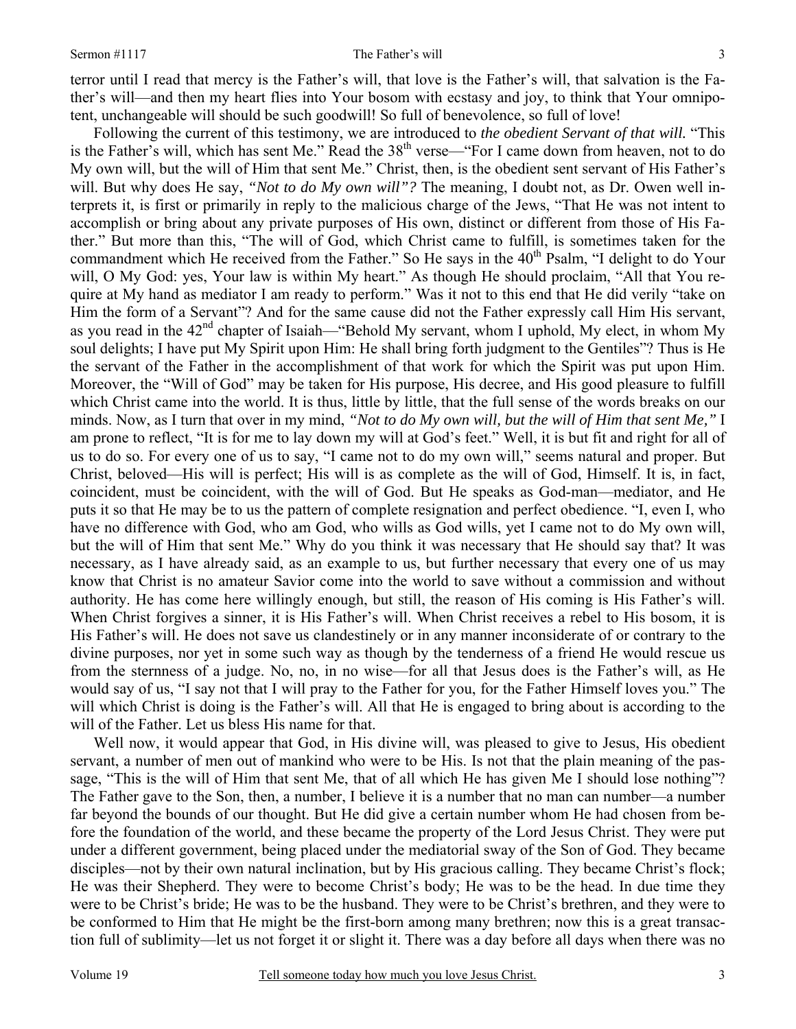terror until I read that mercy is the Father's will, that love is the Father's will, that salvation is the Father's will—and then my heart flies into Your bosom with ecstasy and joy, to think that Your omnipotent, unchangeable will should be such goodwill! So full of benevolence, so full of love!

Following the current of this testimony, we are introduced to *the obedient Servant of that will.* "This is the Father's will, which has sent Me." Read the 38th verse—"For I came down from heaven, not to do My own will, but the will of Him that sent Me." Christ, then, is the obedient sent servant of His Father's will. But why does He say, *"Not to do My own will"?* The meaning, I doubt not, as Dr. Owen well interprets it, is first or primarily in reply to the malicious charge of the Jews, "That He was not intent to accomplish or bring about any private purposes of His own, distinct or different from those of His Father." But more than this, "The will of God, which Christ came to fulfill, is sometimes taken for the commandment which He received from the Father." So He says in the 40th Psalm, "I delight to do Your will, O My God: yes, Your law is within My heart." As though He should proclaim, "All that You require at My hand as mediator I am ready to perform." Was it not to this end that He did verily "take on Him the form of a Servant"? And for the same cause did not the Father expressly call Him His servant, as you read in the 42nd chapter of Isaiah—"Behold My servant, whom I uphold, My elect, in whom My soul delights; I have put My Spirit upon Him: He shall bring forth judgment to the Gentiles"? Thus is He the servant of the Father in the accomplishment of that work for which the Spirit was put upon Him. Moreover, the "Will of God" may be taken for His purpose, His decree, and His good pleasure to fulfill which Christ came into the world. It is thus, little by little, that the full sense of the words breaks on our minds. Now, as I turn that over in my mind, *"Not to do My own will, but the will of Him that sent Me,"* I am prone to reflect, "It is for me to lay down my will at God's feet." Well, it is but fit and right for all of us to do so. For every one of us to say, "I came not to do my own will," seems natural and proper. But Christ, beloved—His will is perfect; His will is as complete as the will of God, Himself. It is, in fact, coincident, must be coincident, with the will of God. But He speaks as God-man—mediator, and He puts it so that He may be to us the pattern of complete resignation and perfect obedience. "I, even I, who have no difference with God, who am God, who wills as God wills, yet I came not to do My own will, but the will of Him that sent Me." Why do you think it was necessary that He should say that? It was necessary, as I have already said, as an example to us, but further necessary that every one of us may know that Christ is no amateur Savior come into the world to save without a commission and without authority. He has come here willingly enough, but still, the reason of His coming is His Father's will. When Christ forgives a sinner, it is His Father's will. When Christ receives a rebel to His bosom, it is His Father's will. He does not save us clandestinely or in any manner inconsiderate of or contrary to the divine purposes, nor yet in some such way as though by the tenderness of a friend He would rescue us from the sternness of a judge. No, no, in no wise—for all that Jesus does is the Father's will, as He would say of us, "I say not that I will pray to the Father for you, for the Father Himself loves you." The will which Christ is doing is the Father's will. All that He is engaged to bring about is according to the will of the Father. Let us bless His name for that.

Well now, it would appear that God, in His divine will, was pleased to give to Jesus, His obedient servant, a number of men out of mankind who were to be His. Is not that the plain meaning of the passage, "This is the will of Him that sent Me, that of all which He has given Me I should lose nothing"? The Father gave to the Son, then, a number, I believe it is a number that no man can number—a number far beyond the bounds of our thought. But He did give a certain number whom He had chosen from before the foundation of the world, and these became the property of the Lord Jesus Christ. They were put under a different government, being placed under the mediatorial sway of the Son of God. They became disciples—not by their own natural inclination, but by His gracious calling. They became Christ's flock; He was their Shepherd. They were to become Christ's body; He was to be the head. In due time they were to be Christ's bride; He was to be the husband. They were to be Christ's brethren, and they were to be conformed to Him that He might be the first-born among many brethren; now this is a great transaction full of sublimity—let us not forget it or slight it. There was a day before all days when there was no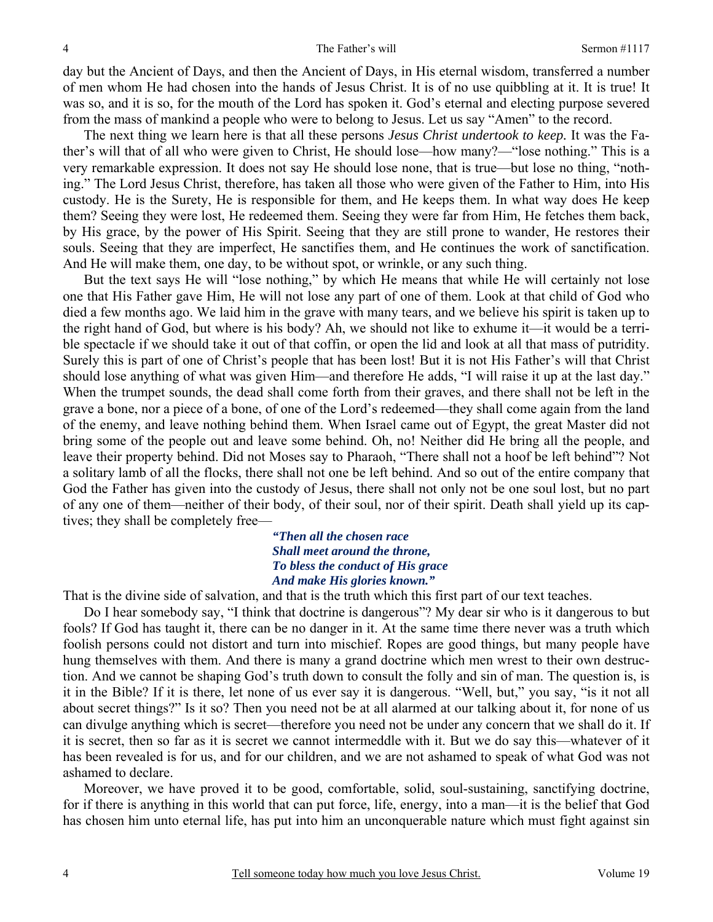day but the Ancient of Days, and then the Ancient of Days, in His eternal wisdom, transferred a number of men whom He had chosen into the hands of Jesus Christ. It is of no use quibbling at it. It is true! It was so, and it is so, for the mouth of the Lord has spoken it. God's eternal and electing purpose severed from the mass of mankind a people who were to belong to Jesus. Let us say "Amen" to the record.

The next thing we learn here is that all these persons *Jesus Christ undertook to keep.* It was the Father's will that of all who were given to Christ, He should lose—how many?—"lose nothing." This is a very remarkable expression. It does not say He should lose none, that is true—but lose no thing, "nothing." The Lord Jesus Christ, therefore, has taken all those who were given of the Father to Him, into His custody. He is the Surety, He is responsible for them, and He keeps them. In what way does He keep them? Seeing they were lost, He redeemed them. Seeing they were far from Him, He fetches them back, by His grace, by the power of His Spirit. Seeing that they are still prone to wander, He restores their souls. Seeing that they are imperfect, He sanctifies them, and He continues the work of sanctification. And He will make them, one day, to be without spot, or wrinkle, or any such thing.

But the text says He will "lose nothing," by which He means that while He will certainly not lose one that His Father gave Him, He will not lose any part of one of them. Look at that child of God who died a few months ago. We laid him in the grave with many tears, and we believe his spirit is taken up to the right hand of God, but where is his body? Ah, we should not like to exhume it—it would be a terrible spectacle if we should take it out of that coffin, or open the lid and look at all that mass of putridity. Surely this is part of one of Christ's people that has been lost! But it is not His Father's will that Christ should lose anything of what was given Him—and therefore He adds, "I will raise it up at the last day." When the trumpet sounds, the dead shall come forth from their graves, and there shall not be left in the grave a bone, nor a piece of a bone, of one of the Lord's redeemed—they shall come again from the land of the enemy, and leave nothing behind them. When Israel came out of Egypt, the great Master did not bring some of the people out and leave some behind. Oh, no! Neither did He bring all the people, and leave their property behind. Did not Moses say to Pharaoh, "There shall not a hoof be left behind"? Not a solitary lamb of all the flocks, there shall not one be left behind. And so out of the entire company that God the Father has given into the custody of Jesus, there shall not only not be one soul lost, but no part of any one of them—neither of their body, of their soul, nor of their spirit. Death shall yield up its captives; they shall be completely free—

> ***"Then all the chosen race***
> ***Shall meet around the throne,***
> ***To bless the conduct of His grace***
> ***And make His glories known."***

That is the divine side of salvation, and that is the truth which this first part of our text teaches.

Do I hear somebody say, "I think that doctrine is dangerous"? My dear sir who is it dangerous to but fools? If God has taught it, there can be no danger in it. At the same time there never was a truth which foolish persons could not distort and turn into mischief. Ropes are good things, but many people have hung themselves with them. And there is many a grand doctrine which men wrest to their own destruction. And we cannot be shaping God's truth down to consult the folly and sin of man. The question is, is it in the Bible? If it is there, let none of us ever say it is dangerous. "Well, but," you say, "is it not all about secret things?" Is it so? Then you need not be at all alarmed at our talking about it, for none of us can divulge anything which is secret—therefore you need not be under any concern that we shall do it. If it is secret, then so far as it is secret we cannot intermeddle with it. But we do say this—whatever of it has been revealed is for us, and for our children, and we are not ashamed to speak of what God was not ashamed to declare.

Moreover, we have proved it to be good, comfortable, solid, soul-sustaining, sanctifying doctrine, for if there is anything in this world that can put force, life, energy, into a man—it is the belief that God has chosen him unto eternal life, has put into him an unconquerable nature which must fight against sin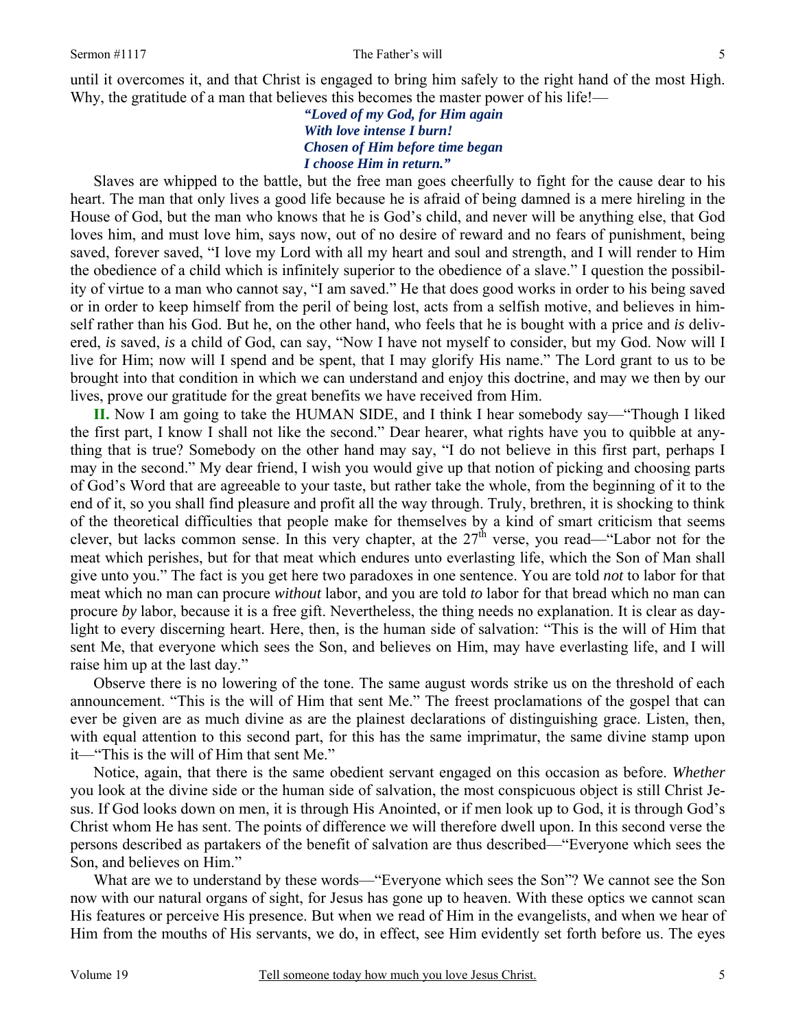until it overcomes it, and that Christ is engaged to bring him safely to the right hand of the most High. Why, the gratitude of a man that believes this becomes the master power of his life!—

> ***"Loved of my God, for Him again***
> ***With love intense I burn!***
> ***Chosen of Him before time began***
> ***I choose Him in return."***

Slaves are whipped to the battle, but the free man goes cheerfully to fight for the cause dear to his heart. The man that only lives a good life because he is afraid of being damned is a mere hireling in the House of God, but the man who knows that he is God's child, and never will be anything else, that God loves him, and must love him, says now, out of no desire of reward and no fears of punishment, being saved, forever saved, "I love my Lord with all my heart and soul and strength, and I will render to Him the obedience of a child which is infinitely superior to the obedience of a slave." I question the possibility of virtue to a man who cannot say, "I am saved." He that does good works in order to his being saved or in order to keep himself from the peril of being lost, acts from a selfish motive, and believes in himself rather than his God. But he, on the other hand, who feels that he is bought with a price and *is* delivered, *is* saved, *is* a child of God, can say, "Now I have not myself to consider, but my God. Now will I live for Him; now will I spend and be spent, that I may glorify His name." The Lord grant to us to be brought into that condition in which we can understand and enjoy this doctrine, and may we then by our lives, prove our gratitude for the great benefits we have received from Him.

**II.** Now I am going to take the HUMAN SIDE, and I think I hear somebody say—"Though I liked the first part, I know I shall not like the second." Dear hearer, what rights have you to quibble at anything that is true? Somebody on the other hand may say, "I do not believe in this first part, perhaps I may in the second." My dear friend, I wish you would give up that notion of picking and choosing parts of God's Word that are agreeable to your taste, but rather take the whole, from the beginning of it to the end of it, so you shall find pleasure and profit all the way through. Truly, brethren, it is shocking to think of the theoretical difficulties that people make for themselves by a kind of smart criticism that seems clever, but lacks common sense. In this very chapter, at the 27th verse, you read—"Labor not for the meat which perishes, but for that meat which endures unto everlasting life, which the Son of Man shall give unto you." The fact is you get here two paradoxes in one sentence. You are told *not* to labor for that meat which no man can procure *without* labor, and you are told *to* labor for that bread which no man can procure *by* labor, because it is a free gift. Nevertheless, the thing needs no explanation. It is clear as daylight to every discerning heart. Here, then, is the human side of salvation: "This is the will of Him that sent Me, that everyone which sees the Son, and believes on Him, may have everlasting life, and I will raise him up at the last day."

Observe there is no lowering of the tone. The same august words strike us on the threshold of each announcement. "This is the will of Him that sent Me." The freest proclamations of the gospel that can ever be given are as much divine as are the plainest declarations of distinguishing grace. Listen, then, with equal attention to this second part, for this has the same imprimatur, the same divine stamp upon it—"This is the will of Him that sent Me."

Notice, again, that there is the same obedient servant engaged on this occasion as before. *Whether* you look at the divine side or the human side of salvation, the most conspicuous object is still Christ Jesus. If God looks down on men, it is through His Anointed, or if men look up to God, it is through God's Christ whom He has sent. The points of difference we will therefore dwell upon. In this second verse the persons described as partakers of the benefit of salvation are thus described—"Everyone which sees the Son, and believes on Him."

What are we to understand by these words—"Everyone which sees the Son"? We cannot see the Son now with our natural organs of sight, for Jesus has gone up to heaven. With these optics we cannot scan His features or perceive His presence. But when we read of Him in the evangelists, and when we hear of Him from the mouths of His servants, we do, in effect, see Him evidently set forth before us. The eyes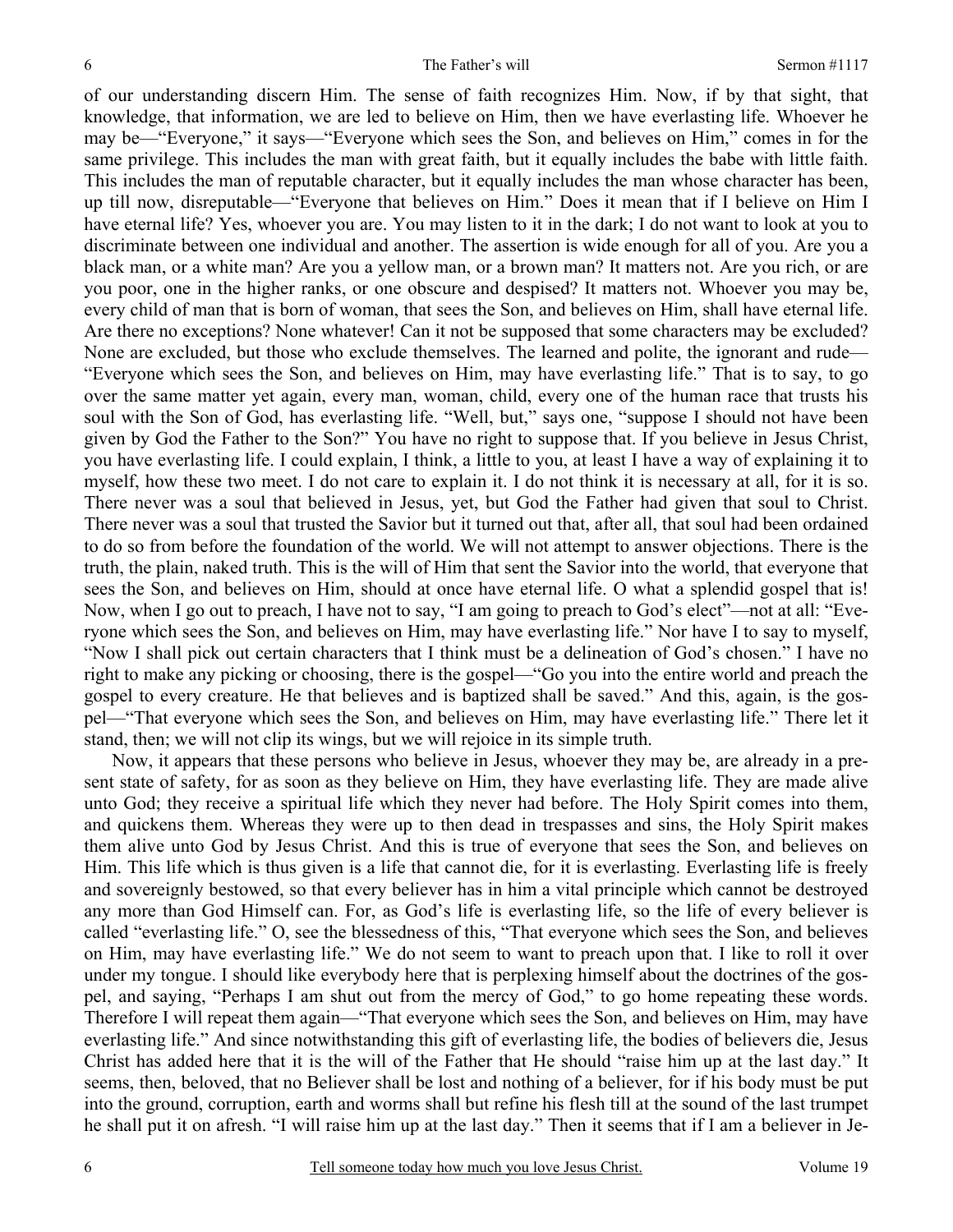of our understanding discern Him. The sense of faith recognizes Him. Now, if by that sight, that knowledge, that information, we are led to believe on Him, then we have everlasting life. Whoever he may be—"Everyone," it says—"Everyone which sees the Son, and believes on Him," comes in for the same privilege. This includes the man with great faith, but it equally includes the babe with little faith. This includes the man of reputable character, but it equally includes the man whose character has been, up till now, disreputable—"Everyone that believes on Him." Does it mean that if I believe on Him I have eternal life? Yes, whoever you are. You may listen to it in the dark; I do not want to look at you to discriminate between one individual and another. The assertion is wide enough for all of you. Are you a black man, or a white man? Are you a yellow man, or a brown man? It matters not. Are you rich, or are you poor, one in the higher ranks, or one obscure and despised? It matters not. Whoever you may be, every child of man that is born of woman, that sees the Son, and believes on Him, shall have eternal life. Are there no exceptions? None whatever! Can it not be supposed that some characters may be excluded? None are excluded, but those who exclude themselves. The learned and polite, the ignorant and rude—"Everyone which sees the Son, and believes on Him, may have everlasting life." That is to say, to go over the same matter yet again, every man, woman, child, every one of the human race that trusts his soul with the Son of God, has everlasting life. "Well, but," says one, "suppose I should not have been given by God the Father to the Son?" You have no right to suppose that. If you believe in Jesus Christ, you have everlasting life. I could explain, I think, a little to you, at least I have a way of explaining it to myself, how these two meet. I do not care to explain it. I do not think it is necessary at all, for it is so. There never was a soul that believed in Jesus, yet, but God the Father had given that soul to Christ. There never was a soul that trusted the Savior but it turned out that, after all, that soul had been ordained to do so from before the foundation of the world. We will not attempt to answer objections. There is the truth, the plain, naked truth. This is the will of Him that sent the Savior into the world, that everyone that sees the Son, and believes on Him, should at once have eternal life. O what a splendid gospel that is! Now, when I go out to preach, I have not to say, "I am going to preach to God's elect"—not at all: "Everyone which sees the Son, and believes on Him, may have everlasting life." Nor have I to say to myself, "Now I shall pick out certain characters that I think must be a delineation of God's chosen." I have no right to make any picking or choosing, there is the gospel—"Go you into the entire world and preach the gospel to every creature. He that believes and is baptized shall be saved." And this, again, is the gospel—"That everyone which sees the Son, and believes on Him, may have everlasting life." There let it stand, then; we will not clip its wings, but we will rejoice in its simple truth.

Now, it appears that these persons who believe in Jesus, whoever they may be, are already in a present state of safety, for as soon as they believe on Him, they have everlasting life. They are made alive unto God; they receive a spiritual life which they never had before. The Holy Spirit comes into them, and quickens them. Whereas they were up to then dead in trespasses and sins, the Holy Spirit makes them alive unto God by Jesus Christ. And this is true of everyone that sees the Son, and believes on Him. This life which is thus given is a life that cannot die, for it is everlasting. Everlasting life is freely and sovereignly bestowed, so that every believer has in him a vital principle which cannot be destroyed any more than God Himself can. For, as God's life is everlasting life, so the life of every believer is called "everlasting life." O, see the blessedness of this, "That everyone which sees the Son, and believes on Him, may have everlasting life." We do not seem to want to preach upon that. I like to roll it over under my tongue. I should like everybody here that is perplexing himself about the doctrines of the gospel, and saying, "Perhaps I am shut out from the mercy of God," to go home repeating these words. Therefore I will repeat them again—"That everyone which sees the Son, and believes on Him, may have everlasting life." And since notwithstanding this gift of everlasting life, the bodies of believers die, Jesus Christ has added here that it is the will of the Father that He should "raise him up at the last day." It seems, then, beloved, that no Believer shall be lost and nothing of a believer, for if his body must be put into the ground, corruption, earth and worms shall but refine his flesh till at the sound of the last trumpet he shall put it on afresh. "I will raise him up at the last day." Then it seems that if I am a believer in Je-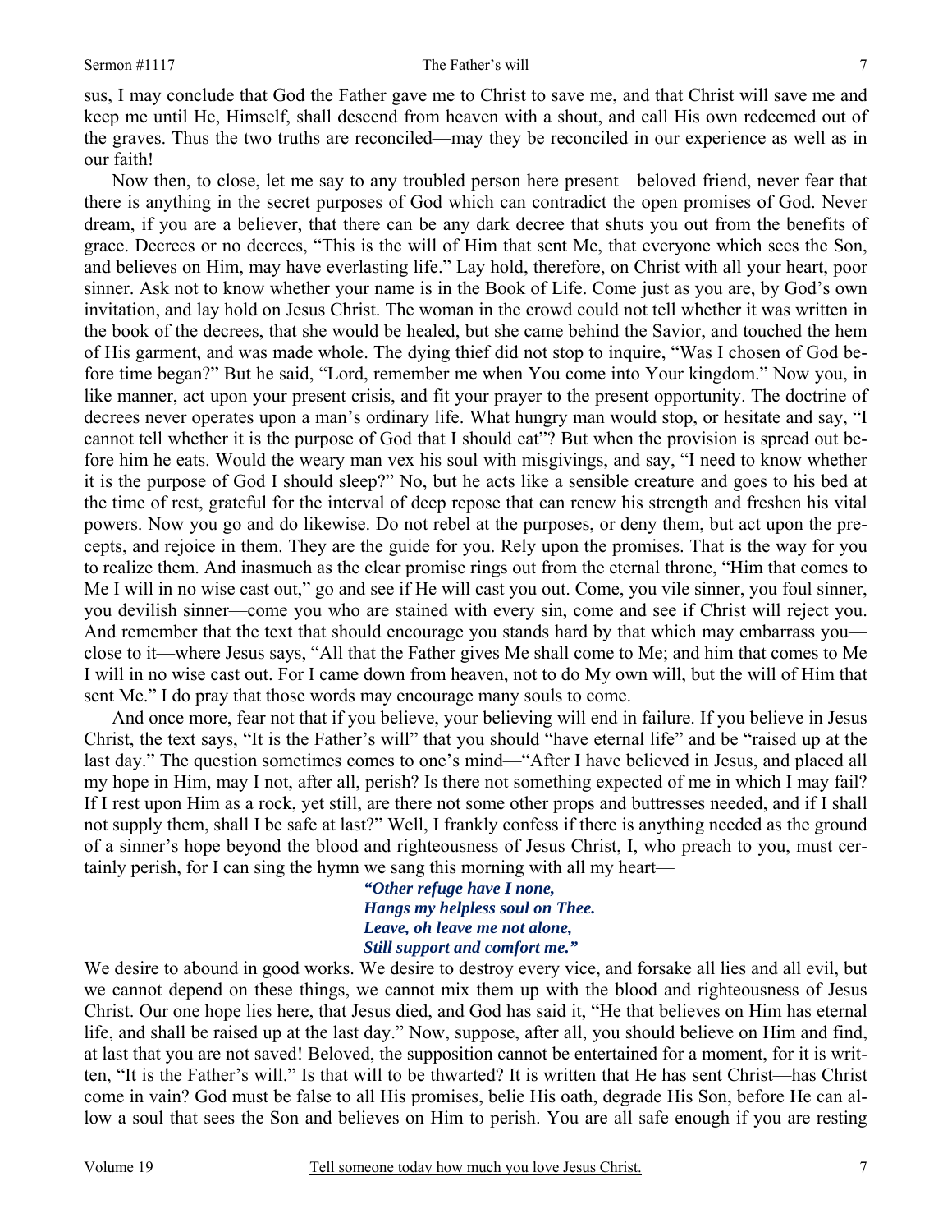sus, I may conclude that God the Father gave me to Christ to save me, and that Christ will save me and keep me until He, Himself, shall descend from heaven with a shout, and call His own redeemed out of the graves. Thus the two truths are reconciled—may they be reconciled in our experience as well as in our faith!

Now then, to close, let me say to any troubled person here present—beloved friend, never fear that there is anything in the secret purposes of God which can contradict the open promises of God. Never dream, if you are a believer, that there can be any dark decree that shuts you out from the benefits of grace. Decrees or no decrees, "This is the will of Him that sent Me, that everyone which sees the Son, and believes on Him, may have everlasting life." Lay hold, therefore, on Christ with all your heart, poor sinner. Ask not to know whether your name is in the Book of Life. Come just as you are, by God's own invitation, and lay hold on Jesus Christ. The woman in the crowd could not tell whether it was written in the book of the decrees, that she would be healed, but she came behind the Savior, and touched the hem of His garment, and was made whole. The dying thief did not stop to inquire, "Was I chosen of God before time began?" But he said, "Lord, remember me when You come into Your kingdom." Now you, in like manner, act upon your present crisis, and fit your prayer to the present opportunity. The doctrine of decrees never operates upon a man's ordinary life. What hungry man would stop, or hesitate and say, "I cannot tell whether it is the purpose of God that I should eat"? But when the provision is spread out before him he eats. Would the weary man vex his soul with misgivings, and say, "I need to know whether it is the purpose of God I should sleep?" No, but he acts like a sensible creature and goes to his bed at the time of rest, grateful for the interval of deep repose that can renew his strength and freshen his vital powers. Now you go and do likewise. Do not rebel at the purposes, or deny them, but act upon the precepts, and rejoice in them. They are the guide for you. Rely upon the promises. That is the way for you to realize them. And inasmuch as the clear promise rings out from the eternal throne, "Him that comes to Me I will in no wise cast out," go and see if He will cast you out. Come, you vile sinner, you foul sinner, you devilish sinner—come you who are stained with every sin, come and see if Christ will reject you. And remember that the text that should encourage you stands hard by that which may embarrass you—close to it—where Jesus says, "All that the Father gives Me shall come to Me; and him that comes to Me I will in no wise cast out. For I came down from heaven, not to do My own will, but the will of Him that sent Me." I do pray that those words may encourage many souls to come.

And once more, fear not that if you believe, your believing will end in failure. If you believe in Jesus Christ, the text says, "It is the Father's will" that you should "have eternal life" and be "raised up at the last day." The question sometimes comes to one's mind—"After I have believed in Jesus, and placed all my hope in Him, may I not, after all, perish? Is there not something expected of me in which I may fail? If I rest upon Him as a rock, yet still, are there not some other props and buttresses needed, and if I shall not supply them, shall I be safe at last?" Well, I frankly confess if there is anything needed as the ground of a sinner's hope beyond the blood and righteousness of Jesus Christ, I, who preach to you, must certainly perish, for I can sing the hymn we sang this morning with all my heart—

> ***"Other refuge have I none,***
> ***Hangs my helpless soul on Thee.***
> ***Leave, oh leave me not alone,***
> ***Still support and comfort me."***

We desire to abound in good works. We desire to destroy every vice, and forsake all lies and all evil, but we cannot depend on these things, we cannot mix them up with the blood and righteousness of Jesus Christ. Our one hope lies here, that Jesus died, and God has said it, "He that believes on Him has eternal life, and shall be raised up at the last day." Now, suppose, after all, you should believe on Him and find, at last that you are not saved! Beloved, the supposition cannot be entertained for a moment, for it is written, "It is the Father's will." Is that will to be thwarted? It is written that He has sent Christ—has Christ come in vain? God must be false to all His promises, belie His oath, degrade His Son, before He can allow a soul that sees the Son and believes on Him to perish. You are all safe enough if you are resting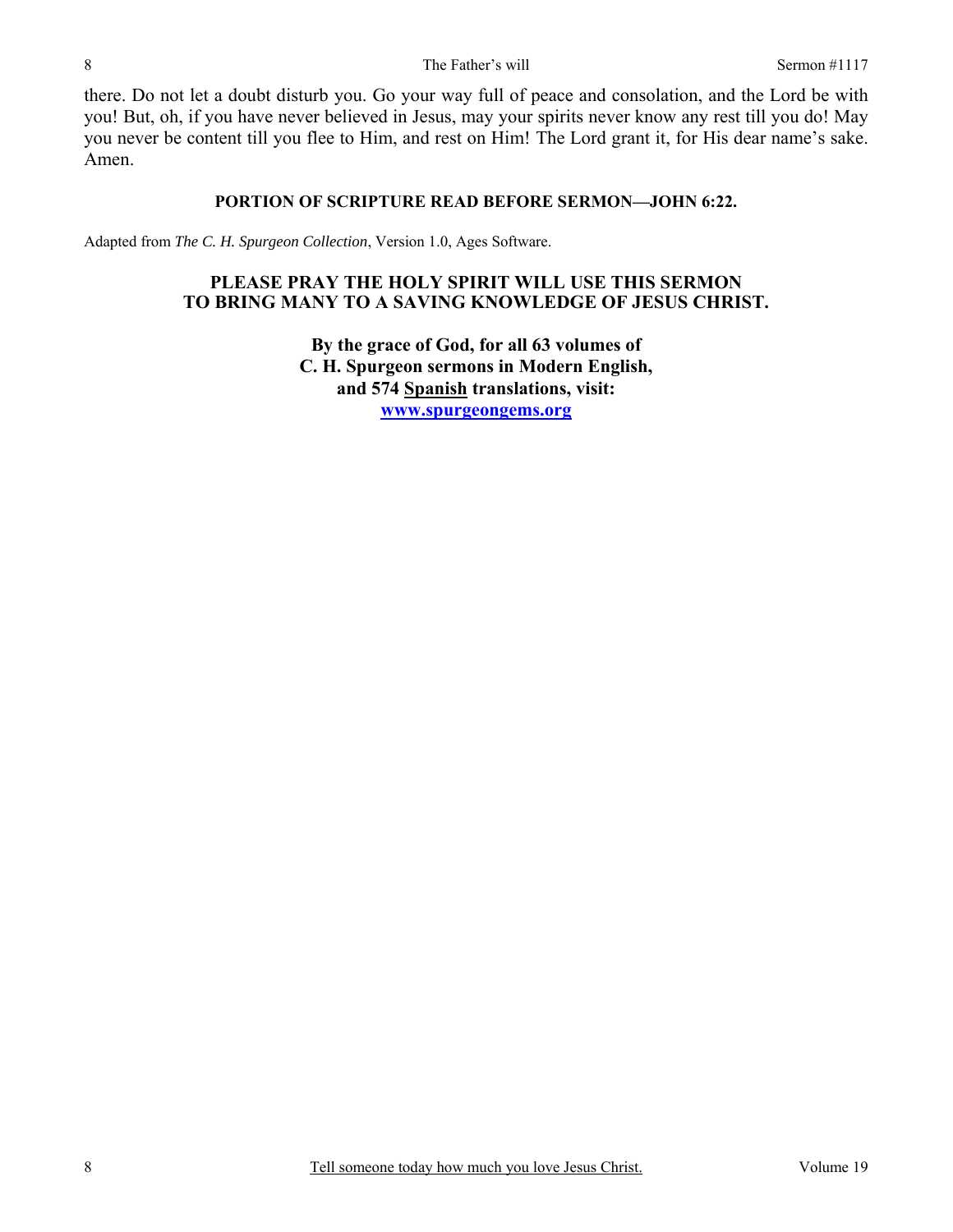there. Do not let a doubt disturb you. Go your way full of peace and consolation, and the Lord be with you! But, oh, if you have never believed in Jesus, may your spirits never know any rest till you do! May you never be content till you flee to Him, and rest on Him! The Lord grant it, for His dear name's sake. Amen.

**PORTION OF SCRIPTURE READ BEFORE SERMON—JOHN 6:22.**

Adapted from *The C. H. Spurgeon Collection*, Version 1.0, Ages Software.

**PLEASE PRAY THE HOLY SPIRIT WILL USE THIS SERMON TO BRING MANY TO A SAVING KNOWLEDGE OF JESUS CHRIST.**

**By the grace of God, for all 63 volumes of C. H. Spurgeon sermons in Modern English, and 574 Spanish translations, visit: www.spurgeongems.org**

Tell someone today how much you love Jesus Christ.